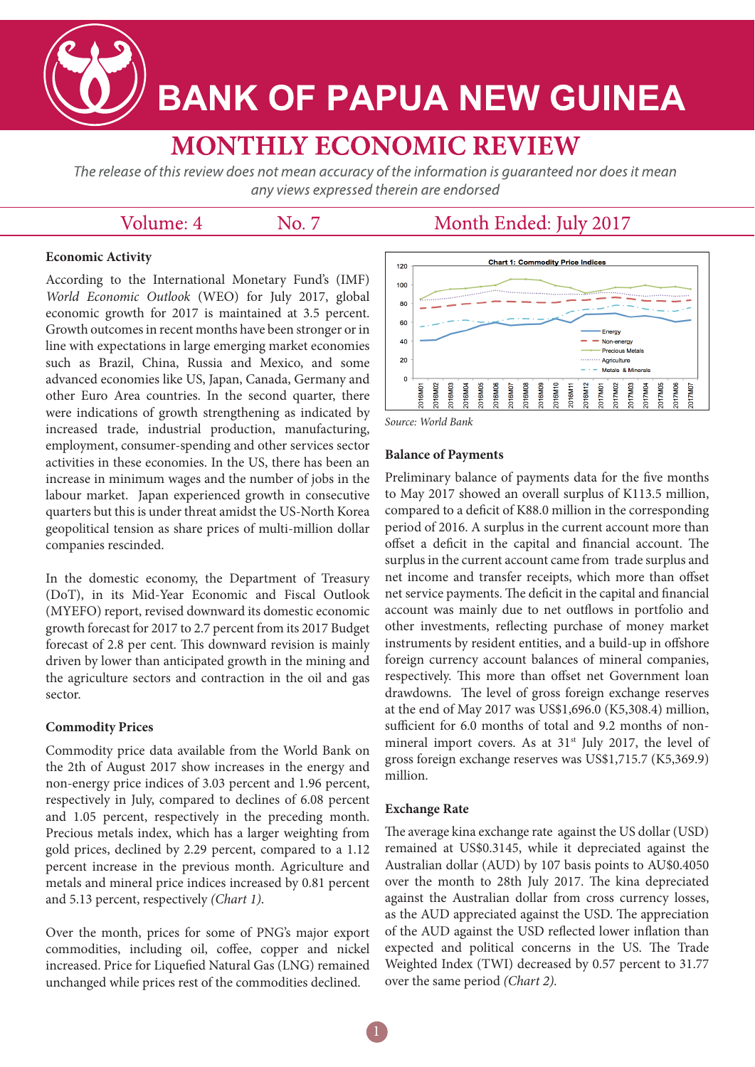# BANK OF PAPUA NEW GUINEA

# MONTHLY ECONOMIC REVIEW

*The release of this review does not mean accuracy of the information is guaranteed nor does it mean any views expressed therein are endorsed*

Volume: 4 No. 7 Month Ended: July 2017

### Economic Activity

According to the International Monetary Fund's (IMF) *World Economic Outlook* (WEO) for July 2017, global economic growth for 2017 is maintained at 3.5 percent. Growth outcomes in recent months have been stronger or in line with expectations in large emerging market economies such as Brazil, China, Russia and Mexico, and some advanced economies like US, Japan, Canada, Germany and other Euro Area countries. In the second quarter, there were indications of growth strengthening as indicated by increased trade, industrial production, manufacturing, employment, consumer-spending and other services sector activities in these economies. In the US, there has been an increase in minimum wages and the number of jobs in the labour market. Japan experienced growth in consecutive quarters but this is under threat amidst the US-North Korea geopolitical tension as share prices of multi-million dollar companies rescinded.

In the domestic economy, the Department of Treasury (DoT), in its Mid-Year Economic and Fiscal Outlook (MYEFO) report, revised downward its domestic economic growth forecast for 2017 to 2.7 percent from its 2017 Budget forecast of 2.8 per cent. This downward revision is mainly driven by lower than anticipated growth in the mining and the agriculture sectors and contraction in the oil and gas sector.

### Commodity Prices

Commodity price data available from the World Bank on the 2th of August 2017 show increases in the energy and non-energy price indices of 3.03 percent and 1.96 percent, respectively in July, compared to declines of 6.08 percent and 1.05 percent, respectively in the preceding month. Precious metals index, which has a larger weighting from gold prices, declined by 2.29 percent, compared to a 1.12 percent increase in the previous month. Agriculture and metals and mineral price indices increased by 0.81 percent and 5.13 percent, respectively *(Chart 1)*.

Over the month, prices for some of PNG's major export commodities, including oil, coffee, copper and nickel increased. Price for Liquefied Natural Gas (LNG) remained unchanged while prices rest of the commodities declined.

Chart 1: Commodity Price Indices

120
100
80
60
40
20
0

2016M01 2016M02 2016M03 2016M04 2016M05 2016M06 2016M07 2016M08 2016M09 2016M10 2016M11 2016M12 2017M01 2017M02 2017M03 2017M04 2017M05 2017M06 2017M07

Energy
Non-energy
Precious Metals
Agriculture
Metals & Minerals

*Source: World Bank*

### Balance of Payments

Preliminary balance of payments data for the five months to May 2017 showed an overall surplus of K113.5 million, compared to a deficit of K88.0 million in the corresponding period of 2016. A surplus in the current account more than offset a deficit in the capital and financial account. The surplus in the current account came from trade surplus and net income and transfer receipts, which more than offset net service payments. The deficit in the capital and financial account was mainly due to net outflows in portfolio and other investments, reflecting purchase of money market instruments by resident entities, and a build-up in offshore foreign currency account balances of mineral companies, respectively. This more than offset net Government loan drawdowns. The level of gross foreign exchange reserves at the end of May 2017 was US$1,696.0 (K5,308.4) million, sufficient for 6.0 months of total and 9.2 months of non-mineral import covers. As at 31st July 2017, the level of gross foreign exchange reserves was US$1,715.7 (K5,369.9) million.

### Exchange Rate

The average kina exchange rate against the US dollar (USD) remained at US$0.3145, while it depreciated against the Australian dollar (AUD) by 107 basis points to AU$0.4050 over the month to 28th July 2017. The kina depreciated against the Australian dollar from cross currency losses, as the AUD appreciated against the USD. The appreciation of the AUD against the USD reflected lower inflation than expected and political concerns in the US. The Trade Weighted Index (TWI) decreased by 0.57 percent to 31.77 over the same period *(Chart 2)*.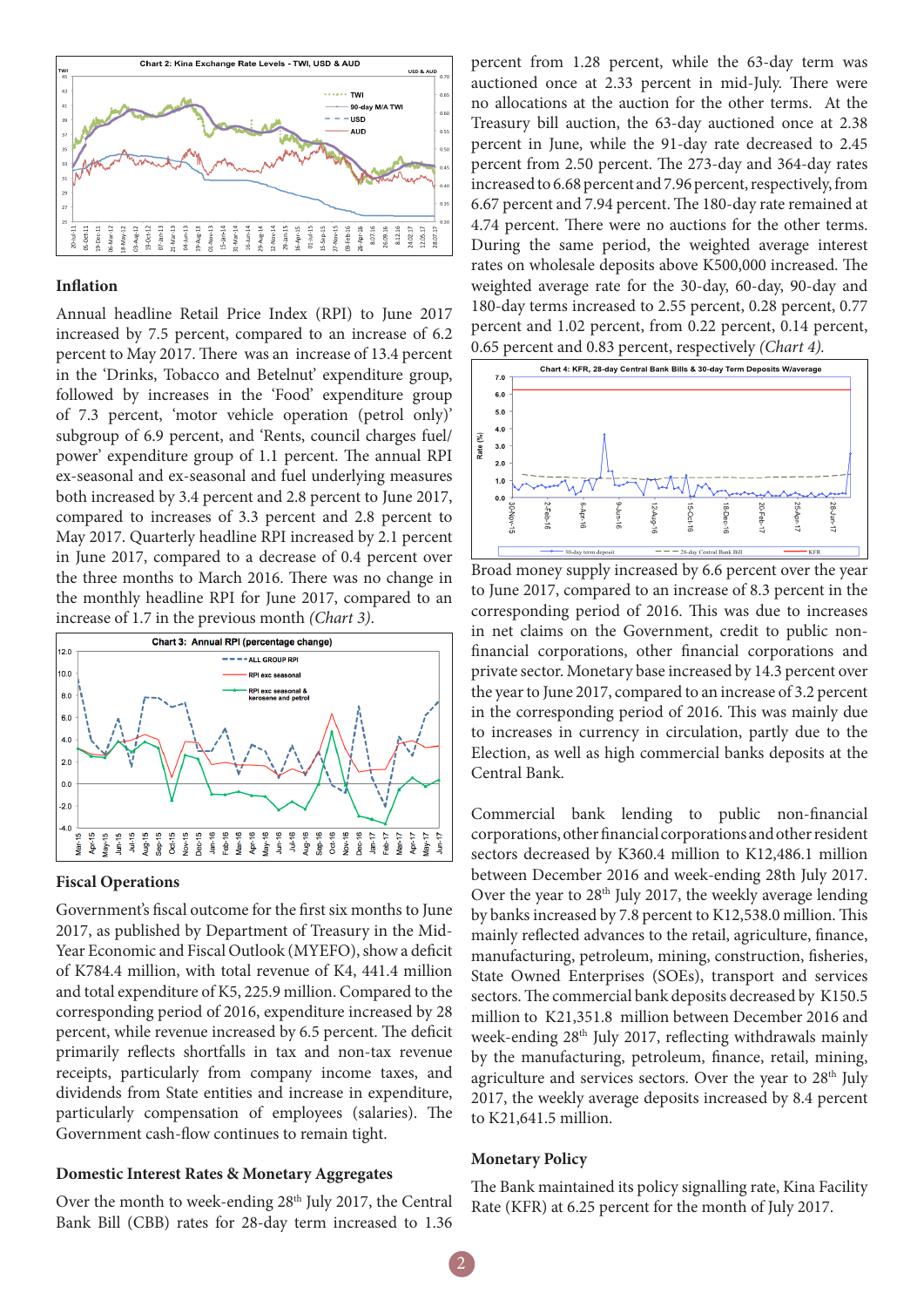Chart 2: Kina Exchange Rate Levels - TWI, USD & AUD

## Inflation

Annual headline Retail Price Index (RPI) to June 2017 increased by 7.5 percent, compared to an increase of 6.2 percent to May 2017. There was an increase of 13.4 percent in the 'Drinks, Tobacco and Betelnut' expenditure group, followed by increases in the 'Food' expenditure group of 7.3 percent, 'motor vehicle operation (petrol only)' subgroup of 6.9 percent, and 'Rents, council charges fuel/ power' expenditure group of 1.1 percent. The annual RPI ex-seasonal and ex-seasonal and fuel underlying measures both increased by 3.4 percent and 2.8 percent to June 2017, compared to increases of 3.3 percent and 2.8 percent to May 2017. Quarterly headline RPI increased by 2.1 percent in June 2017, compared to a decrease of 0.4 percent over the three months to March 2016. There was no change in the monthly headline RPI for June 2017, compared to an increase of 1.7 in the previous month *(Chart 3)*.

Chart 3: Annual RPI (percentage change)

## Fiscal Operations

Government's fiscal outcome for the first six months to June 2017, as published by Department of Treasury in the Mid-Year Economic and Fiscal Outlook (MYEFO), show a deficit of K784.4 million, with total revenue of K4, 441.4 million and total expenditure of K5, 225.9 million. Compared to the corresponding period of 2016, expenditure increased by 28 percent, while revenue increased by 6.5 percent. The deficit primarily reflects shortfalls in tax and non-tax revenue receipts, particularly from company income taxes, and dividends from State entities and increase in expenditure, particularly compensation of employees (salaries). The Government cash-flow continues to remain tight.

## Domestic Interest Rates & Monetary Aggregates

Over the month to week-ending 28th July 2017, the Central Bank Bill (CBB) rates for 28-day term increased to 1.36 percent from 1.28 percent, while the 63-day term was auctioned once at 2.33 percent in mid-July. There were no allocations at the auction for the other terms. At the Treasury bill auction, the 63-day auctioned once at 2.38 percent in June, while the 91-day rate decreased to 2.45 percent from 2.50 percent. The 273-day and 364-day rates increased to 6.68 percent and 7.96 percent, respectively, from 6.67 percent and 7.94 percent. The 180-day rate remained at 4.74 percent. There were no auctions for the other terms. During the same period, the weighted average interest rates on wholesale deposits above K500,000 increased. The weighted average rate for the 30-day, 60-day, 90-day and 180-day terms increased to 2.55 percent, 0.28 percent, 0.77 percent and 1.02 percent, from 0.22 percent, 0.14 percent, 0.65 percent and 0.83 percent, respectively *(Chart 4)*.

Chart 4: KFR, 28-day Central Bank Bills & 30-day Term Deposits W/average

Broad money supply increased by 6.6 percent over the year to June 2017, compared to an increase of 8.3 percent in the corresponding period of 2016. This was due to increases in net claims on the Government, credit to public non-financial corporations, other financial corporations and private sector. Monetary base increased by 14.3 percent over the year to June 2017, compared to an increase of 3.2 percent in the corresponding period of 2016. This was mainly due to increases in currency in circulation, partly due to the Election, as well as high commercial banks deposits at the Central Bank.

Commercial bank lending to public non-financial corporations, other financial corporations and other resident sectors decreased by K360.4 million to K12,486.1 million between December 2016 and week-ending 28th July 2017. Over the year to 28th July 2017, the weekly average lending by banks increased by 7.8 percent to K12,538.0 million. This mainly reflected advances to the retail, agriculture, finance, manufacturing, petroleum, mining, construction, fisheries, State Owned Enterprises (SOEs), transport and services sectors. The commercial bank deposits decreased by K150.5 million to K21,351.8 million between December 2016 and week-ending 28th July 2017, reflecting withdrawals mainly by the manufacturing, petroleum, finance, retail, mining, agriculture and services sectors. Over the year to 28th July 2017, the weekly average deposits increased by 8.4 percent to K21,641.5 million.

## Monetary Policy

The Bank maintained its policy signalling rate, Kina Facility Rate (KFR) at 6.25 percent for the month of July 2017.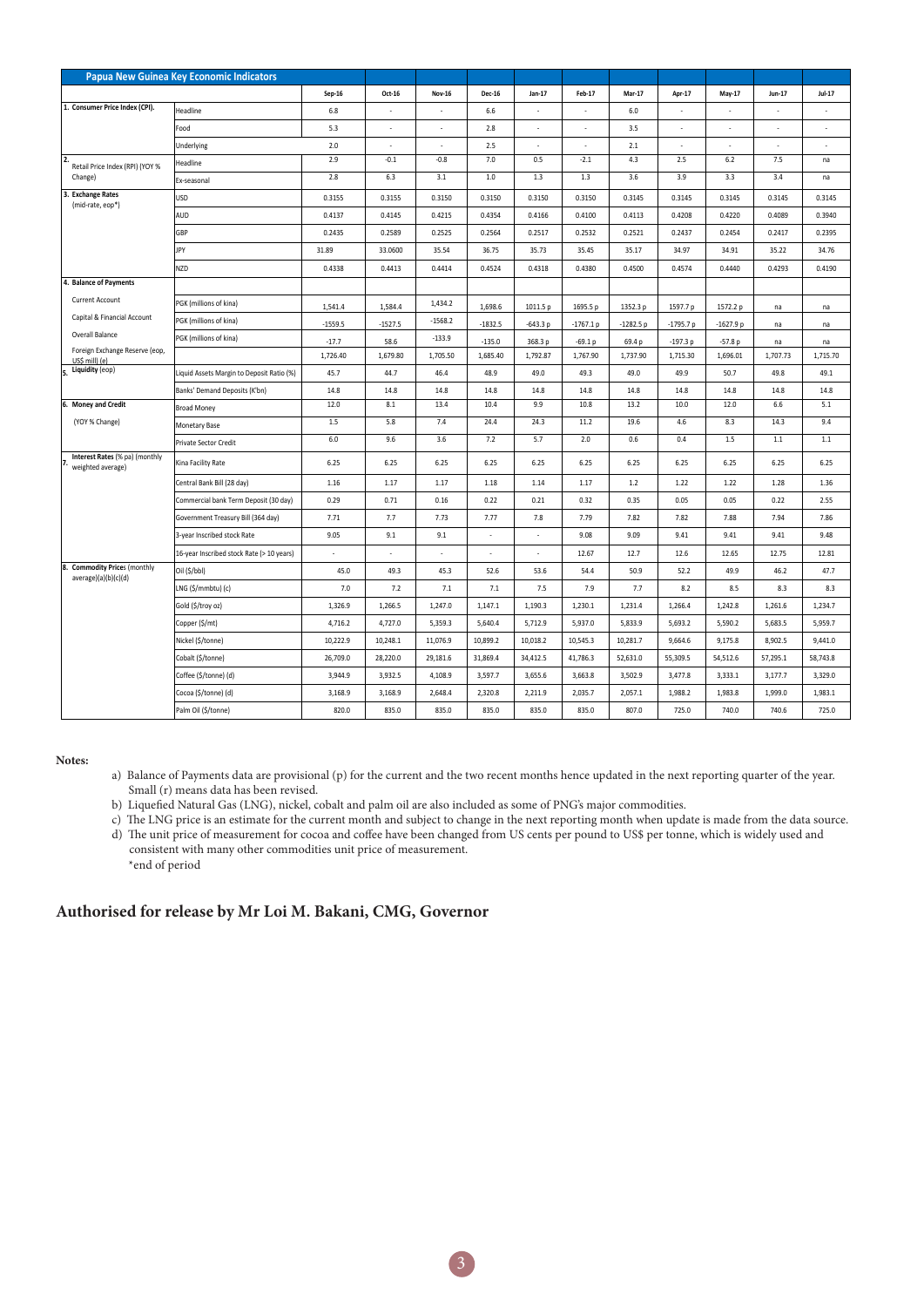| Papua New Guinea Key Economic Indicators | | | | | | | | | | | | |
|---|---|---|---|---|---|---|---|---|---|---|---|---|
| | | Sep-16 | Oct-16 | Nov-16 | Dec-16 | Jan-17 | Feb-17 | Mar-17 | Apr-17 | May-17 | Jun-17 | Jul-17 |
| 1. Consumer Price Index (CPI). | Headline | 6.8 | - | - | 6.6 | - | - | 6.0 | - | - | - | - |
| | Food | 5.3 | - | - | 2.8 | - | - | 3.5 | - | - | - | - |
| | Underlying | 2.0 | - | - | 2.5 | - | - | 2.1 | - | - | - | - |
| 2. Retail Price Index (RPI) (YOY % Change) | Headline | 2.9 | -0.1 | -0.8 | 7.0 | 0.5 | -2.1 | 4.3 | 2.5 | 6.2 | 7.5 | na |
| | Ex-seasonal | 2.8 | 6.3 | 3.1 | 1.0 | 1.3 | 1.3 | 3.6 | 3.9 | 3.3 | 3.4 | na |
| 3. Exchange Rates (mid-rate, eop*) | USD | 0.3155 | 0.3155 | 0.3150 | 0.3150 | 0.3150 | 0.3150 | 0.3145 | 0.3145 | 0.3145 | 0.3145 | 0.3145 |
| | AUD | 0.4137 | 0.4145 | 0.4215 | 0.4354 | 0.4166 | 0.4100 | 0.4113 | 0.4208 | 0.4220 | 0.4089 | 0.3940 |
| | GBP | 0.2435 | 0.2589 | 0.2525 | 0.2564 | 0.2517 | 0.2532 | 0.2521 | 0.2437 | 0.2454 | 0.2417 | 0.2395 |
| | JPY | 31.89 | 33.0600 | 35.54 | 36.75 | 35.73 | 35.45 | 35.17 | 34.97 | 34.91 | 35.22 | 34.76 |
| | NZD | 0.4338 | 0.4413 | 0.4414 | 0.4524 | 0.4318 | 0.4380 | 0.4500 | 0.4574 | 0.4440 | 0.4293 | 0.4190 |
| 4. Balance of Payments | | | | | | | | | | | | |
| Current Account | PGK (millions of kina) | 1,541.4 | 1,584.4 | 1,434.2 | 1,698.6 | 1011.5 p | 1695.5 p | 1352.3 p | 1597.7 p | 1572.2 p | na | na |
| Capital & Financial Account | PGK (millions of kina) | -1559.5 | -1527.5 | -1568.2 | -1832.5 | -643.3 p | -1767.1 p | -1282.5 p | -1795.7 p | -1627.9 p | na | na |
| Overall Balance | PGK (millions of kina) | -17.7 | 58.6 | -133.9 | -135.0 | 368.3 p | -69.1 p | 69.4 p | -197.3 p | -57.8 p | na | na |
| Foreign Exchange Reserve (eop, US$ mill) (e) | | 1,726.40 | 1,679.80 | 1,705.50 | 1,685.40 | 1,792.87 | 1,767.90 | 1,737.90 | 1,715.30 | 1,696.01 | 1,707.73 | 1,715.70 |
| 5. Liquidity (eop) | Liquid Assets Margin to Deposit Ratio (%) | 45.7 | 44.7 | 46.4 | 48.9 | 49.0 | 49.3 | 49.0 | 49.9 | 50.7 | 49.8 | 49.1 |
| | Banks' Demand Deposits (K'bn) | 14.8 | 14.8 | 14.8 | 14.8 | 14.8 | 14.8 | 14.8 | 14.8 | 14.8 | 14.8 | 14.8 |
| 6. Money and Credit | Broad Money | 12.0 | 8.1 | 13.4 | 10.4 | 9.9 | 10.8 | 13.2 | 10.0 | 12.0 | 6.6 | 5.1 |
| (YOY % Change) | Monetary Base | 1.5 | 5.8 | 7.4 | 24.4 | 24.3 | 11.2 | 19.6 | 4.6 | 8.3 | 14.3 | 9.4 |
| | Private Sector Credit | 6.0 | 9.6 | 3.6 | 7.2 | 5.7 | 2.0 | 0.6 | 0.4 | 1.5 | 1.1 | 1.1 |
| 7. Interest Rates (% pa) (monthly weighted average) | Kina Facility Rate | 6.25 | 6.25 | 6.25 | 6.25 | 6.25 | 6.25 | 6.25 | 6.25 | 6.25 | 6.25 | 6.25 |
| | Central Bank Bill (28 day) | 1.16 | 1.17 | 1.17 | 1.18 | 1.14 | 1.17 | 1.2 | 1.22 | 1.22 | 1.28 | 1.36 |
| | Commercial bank Term Deposit (30 day) | 0.29 | 0.71 | 0.16 | 0.22 | 0.21 | 0.32 | 0.35 | 0.05 | 0.05 | 0.22 | 2.55 |
| | Government Treasury Bill (364 day) | 7.71 | 7.7 | 7.73 | 7.77 | 7.8 | 7.79 | 7.82 | 7.82 | 7.88 | 7.94 | 7.86 |
| | 3-year Inscribed stock Rate | 9.05 | 9.1 | 9.1 | - | - | 9.08 | 9.09 | 9.41 | 9.41 | 9.41 | 9.48 |
| | 16-year Inscribed stock Rate (> 10 years) | - | - | - | - | - | 12.67 | 12.7 | 12.6 | 12.65 | 12.75 | 12.81 |
| 8. Commodity Prices (monthly average)(a)(b)(c)(d) | Oil ($/bbl) | 45.0 | 49.3 | 45.3 | 52.6 | 53.6 | 54.4 | 50.9 | 52.2 | 49.9 | 46.2 | 47.7 |
| | LNG ($/mmbtu) (c) | 7.0 | 7.2 | 7.1 | 7.1 | 7.5 | 7.9 | 7.7 | 8.2 | 8.5 | 8.3 | 8.3 |
| | Gold ($/troy oz) | 1,326.9 | 1,266.5 | 1,247.0 | 1,147.1 | 1,190.3 | 1,230.1 | 1,231.4 | 1,266.4 | 1,242.8 | 1,261.6 | 1,234.7 |
| | Copper ($/mt) | 4,716.2 | 4,727.0 | 5,359.3 | 5,640.4 | 5,712.9 | 5,937.0 | 5,833.9 | 5,693.2 | 5,590.2 | 5,683.5 | 5,959.7 |
| | Nickel ($/tonne) | 10,222.9 | 10,248.1 | 11,076.9 | 10,899.2 | 10,018.2 | 10,545.3 | 10,281.7 | 9,664.6 | 9,175.8 | 8,902.5 | 9,441.0 |
| | Cobalt ($/tonne) | 26,709.0 | 28,220.0 | 29,181.6 | 31,869.4 | 34,412.5 | 41,786.3 | 52,631.0 | 55,309.5 | 54,512.6 | 57,295.1 | 58,743.8 |
| | Coffee ($/tonne) (d) | 3,944.9 | 3,932.5 | 4,108.9 | 3,597.7 | 3,655.6 | 3,663.8 | 3,502.9 | 3,477.8 | 3,333.1 | 3,177.7 | 3,329.0 |
| | Cocoa ($/tonne) (d) | 3,168.9 | 3,168.9 | 2,648.4 | 2,320.8 | 2,211.9 | 2,035.7 | 2,057.1 | 1,988.2 | 1,983.8 | 1,999.0 | 1,983.1 |
| | Palm Oil ($/tonne) | 820.0 | 835.0 | 835.0 | 835.0 | 835.0 | 835.0 | 807.0 | 725.0 | 740.0 | 740.6 | 725.0 |

**Notes:**

a) Balance of Payments data are provisional (p) for the current and the two recent months hence updated in the next reporting quarter of the year. Small (r) means data has been revised.

b) Liquefied Natural Gas (LNG), nickel, cobalt and palm oil are also included as some of PNG's major commodities.

c) The LNG price is an estimate for the current month and subject to change in the next reporting month when update is made from the data source.

d) The unit price of measurement for cocoa and coffee have been changed from US cents per pound to US$ per tonne, which is widely used and consistent with many other commodities unit price of measurement.

*end of period

## Authorised for release by Mr Loi M. Bakani, CMG, Governor